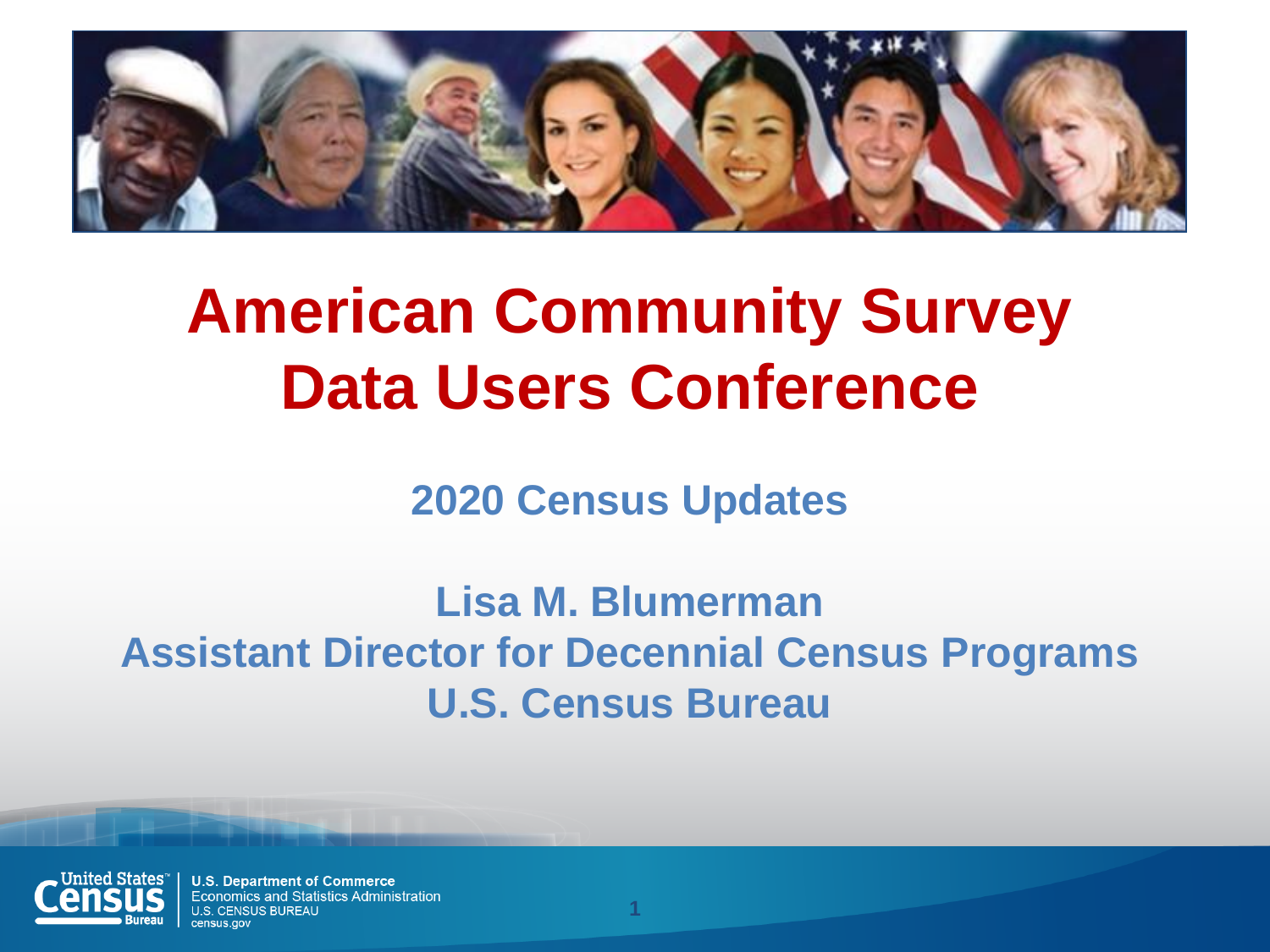# American Community Survey Data Users Conference

## 2020 Census Updates

**Lisa M. Blumerman**
**Assistant Director for Decennial Census Programs**
**U.S. Census Bureau**

U.S. Department of Commerce
Economics and Statistics Administration
U.S. CENSUS BUREAU
census.gov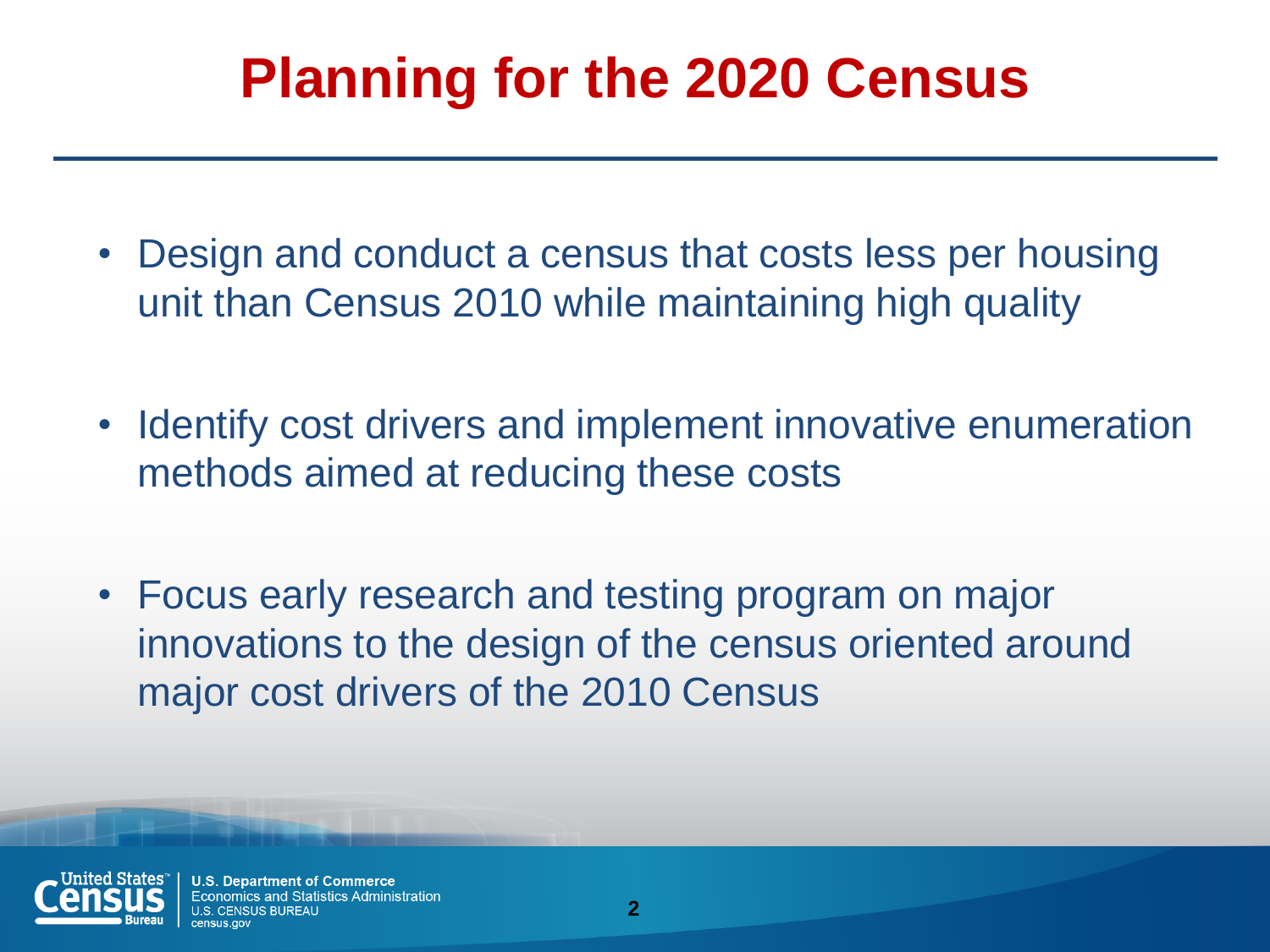# Planning for the 2020 Census

- Design and conduct a census that costs less per housing unit than Census 2010 while maintaining high quality
- Identify cost drivers and implement innovative enumeration methods aimed at reducing these costs
- Focus early research and testing program on major innovations to the design of the census oriented around major cost drivers of the 2010 Census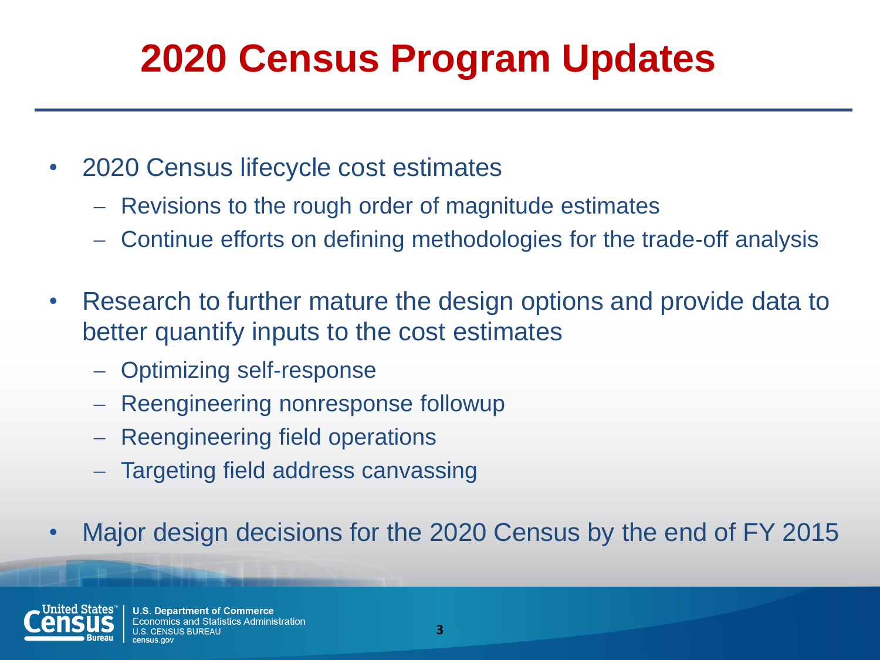# 2020 Census Program Updates

- 2020 Census lifecycle cost estimates
  - Revisions to the rough order of magnitude estimates
  - Continue efforts on defining methodologies for the trade-off analysis
- Research to further mature the design options and provide data to better quantify inputs to the cost estimates
  - Optimizing self-response
  - Reengineering nonresponse followup
  - Reengineering field operations
  - Targeting field address canvassing
- Major design decisions for the 2020 Census by the end of FY 2015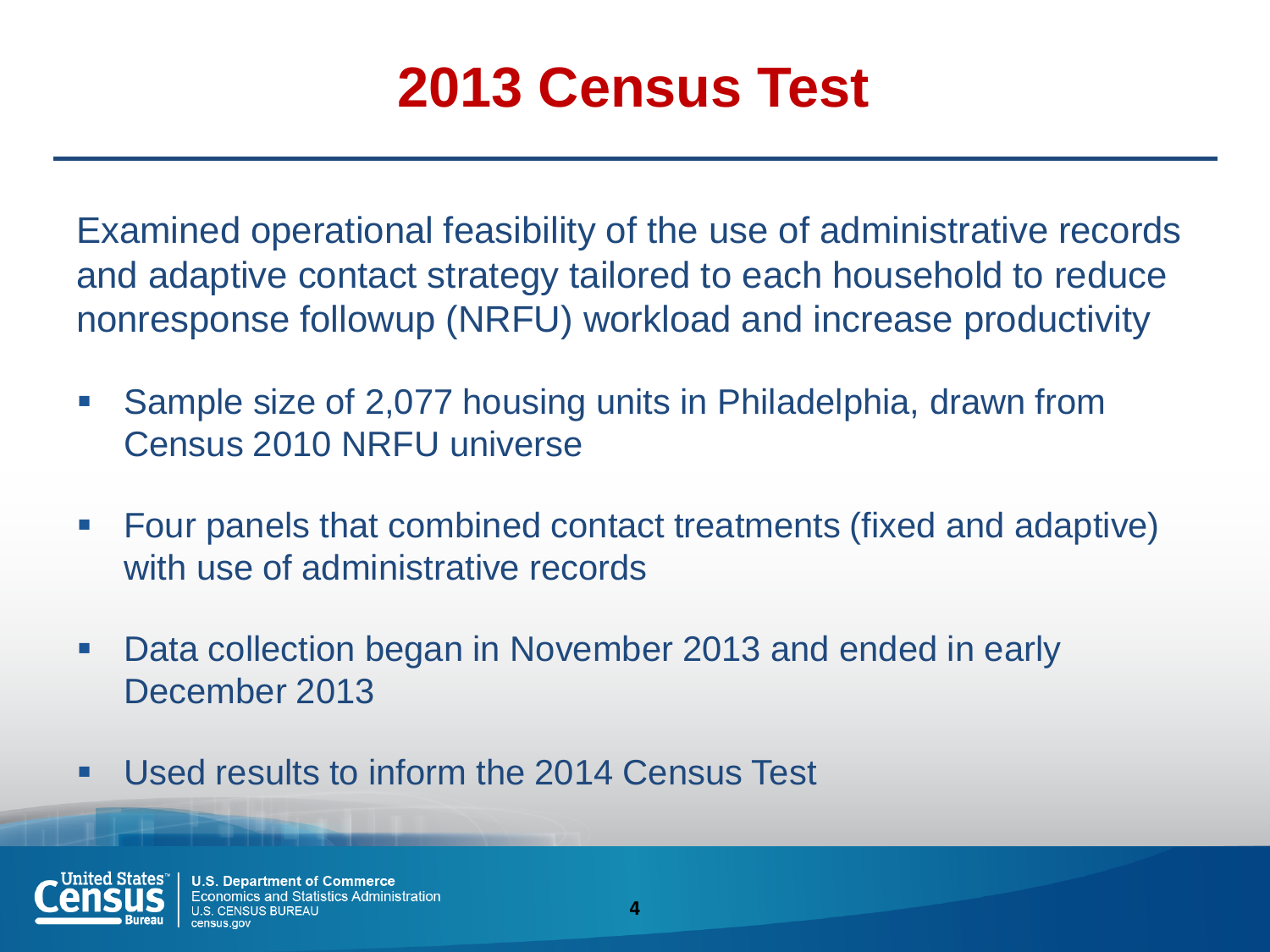# 2013 Census Test

Examined operational feasibility of the use of administrative records and adaptive contact strategy tailored to each household to reduce nonresponse followup (NRFU) workload and increase productivity

- Sample size of 2,077 housing units in Philadelphia, drawn from Census 2010 NRFU universe
- Four panels that combined contact treatments (fixed and adaptive) with use of administrative records
- Data collection began in November 2013 and ended in early December 2013
- Used results to inform the 2014 Census Test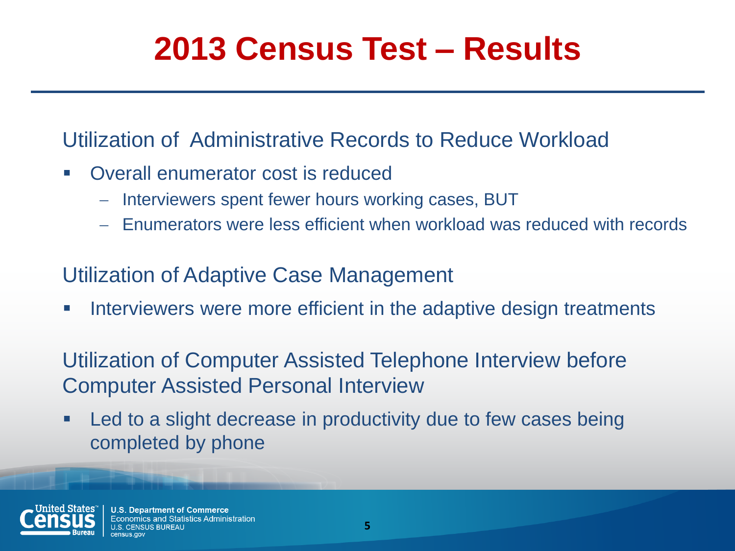# 2013 Census Test – Results

Utilization of Administrative Records to Reduce Workload

- Overall enumerator cost is reduced
  - Interviewers spent fewer hours working cases, BUT
  - Enumerators were less efficient when workload was reduced with records

Utilization of Adaptive Case Management

- Interviewers were more efficient in the adaptive design treatments

Utilization of Computer Assisted Telephone Interview before Computer Assisted Personal Interview

- Led to a slight decrease in productivity due to few cases being completed by phone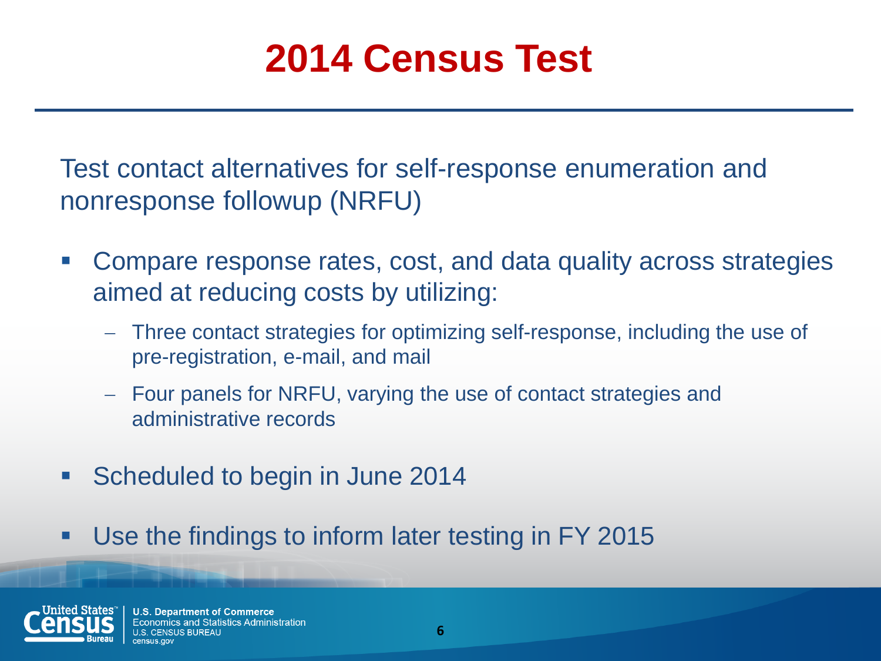# 2014 Census Test

Test contact alternatives for self-response enumeration and nonresponse followup (NRFU)

- Compare response rates, cost, and data quality across strategies aimed at reducing costs by utilizing:
  - Three contact strategies for optimizing self-response, including the use of pre-registration, e-mail, and mail
  - Four panels for NRFU, varying the use of contact strategies and administrative records
- Scheduled to begin in June 2014
- Use the findings to inform later testing in FY 2015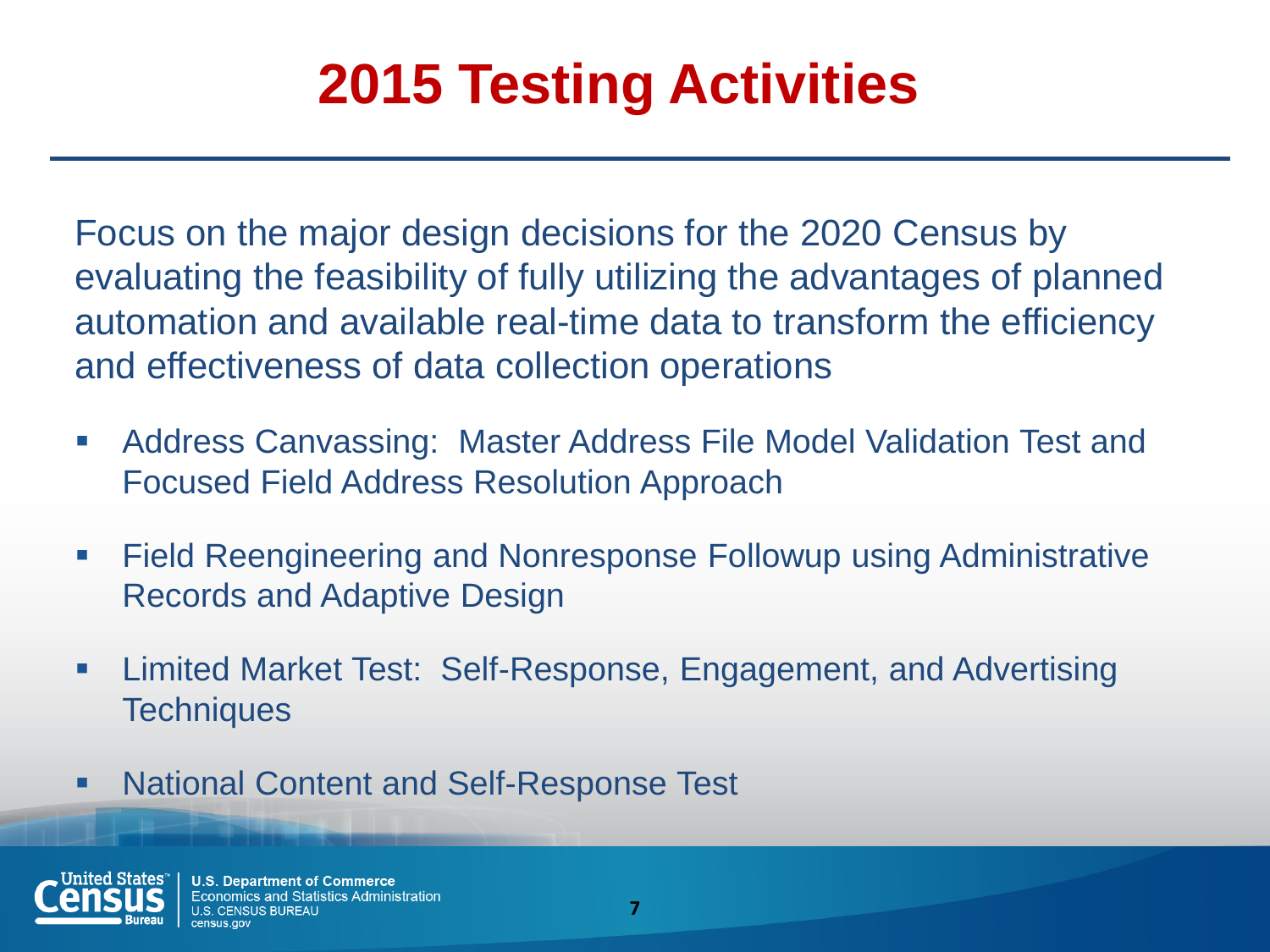# 2015 Testing Activities

Focus on the major design decisions for the 2020 Census by evaluating the feasibility of fully utilizing the advantages of planned automation and available real-time data to transform the efficiency and effectiveness of data collection operations

- Address Canvassing: Master Address File Model Validation Test and Focused Field Address Resolution Approach
- Field Reengineering and Nonresponse Followup using Administrative Records and Adaptive Design
- Limited Market Test: Self-Response, Engagement, and Advertising Techniques
- National Content and Self-Response Test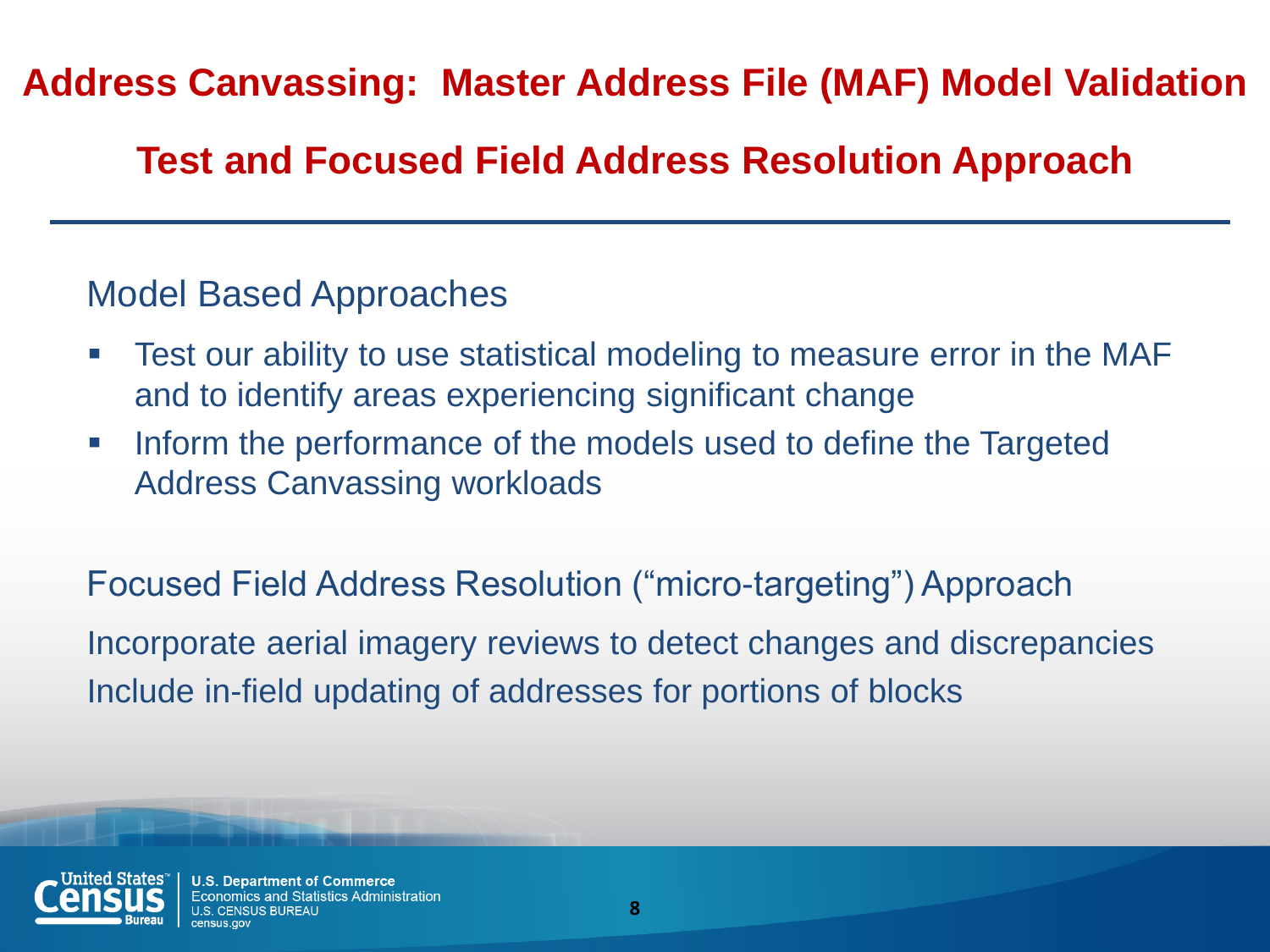# Address Canvassing: Master Address File (MAF) Model Validation Test and Focused Field Address Resolution Approach

## Model Based Approaches

- Test our ability to use statistical modeling to measure error in the MAF and to identify areas experiencing significant change
- Inform the performance of the models used to define the Targeted Address Canvassing workloads

## Focused Field Address Resolution (“micro-targeting”) Approach

Incorporate aerial imagery reviews to detect changes and discrepancies

Include in-field updating of addresses for portions of blocks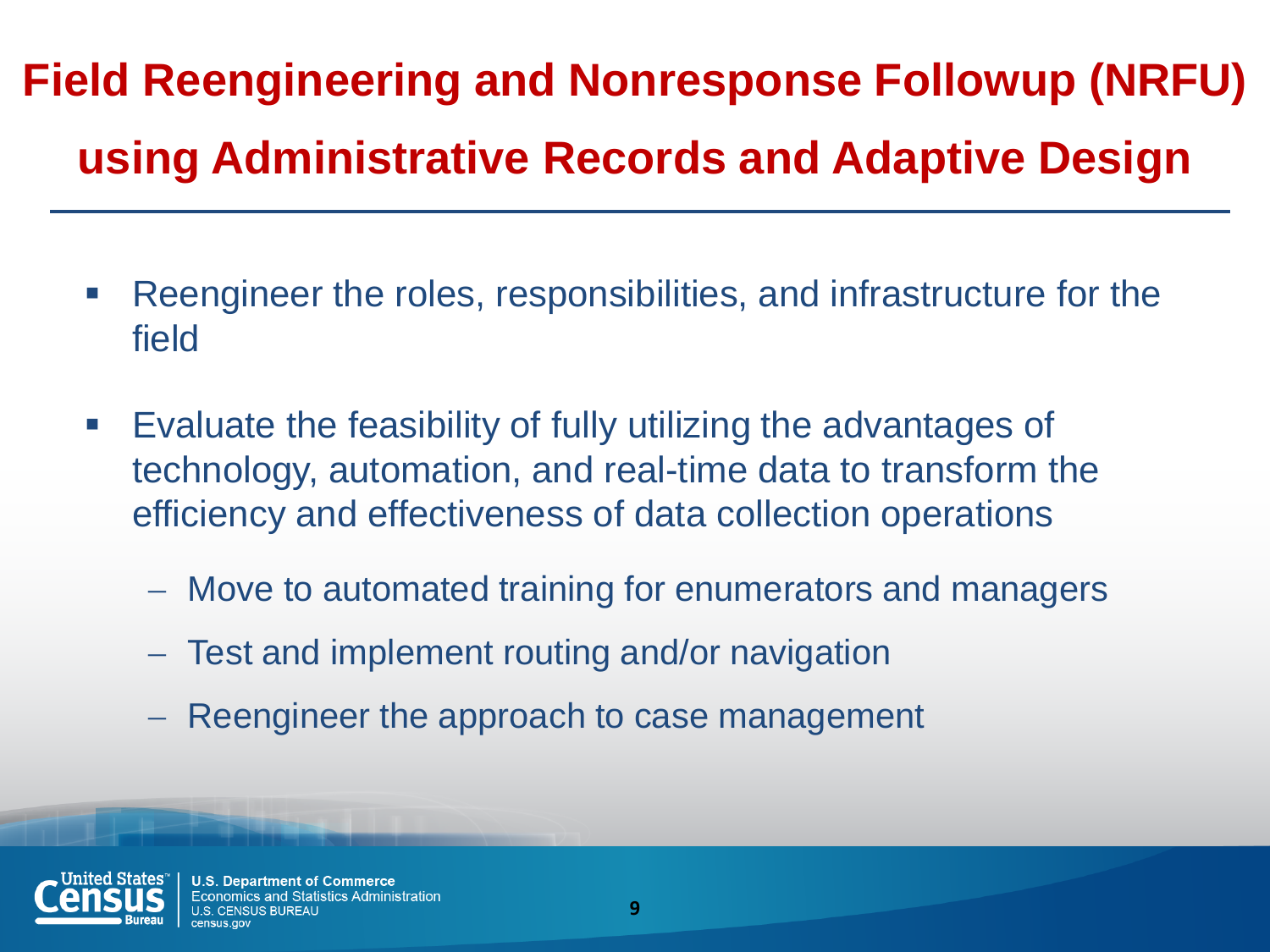# Field Reengineering and Nonresponse Followup (NRFU) using Administrative Records and Adaptive Design

- Reengineer the roles, responsibilities, and infrastructure for the field
- Evaluate the feasibility of fully utilizing the advantages of technology, automation, and real-time data to transform the efficiency and effectiveness of data collection operations
  - Move to automated training for enumerators and managers
  - Test and implement routing and/or navigation
  - Reengineer the approach to case management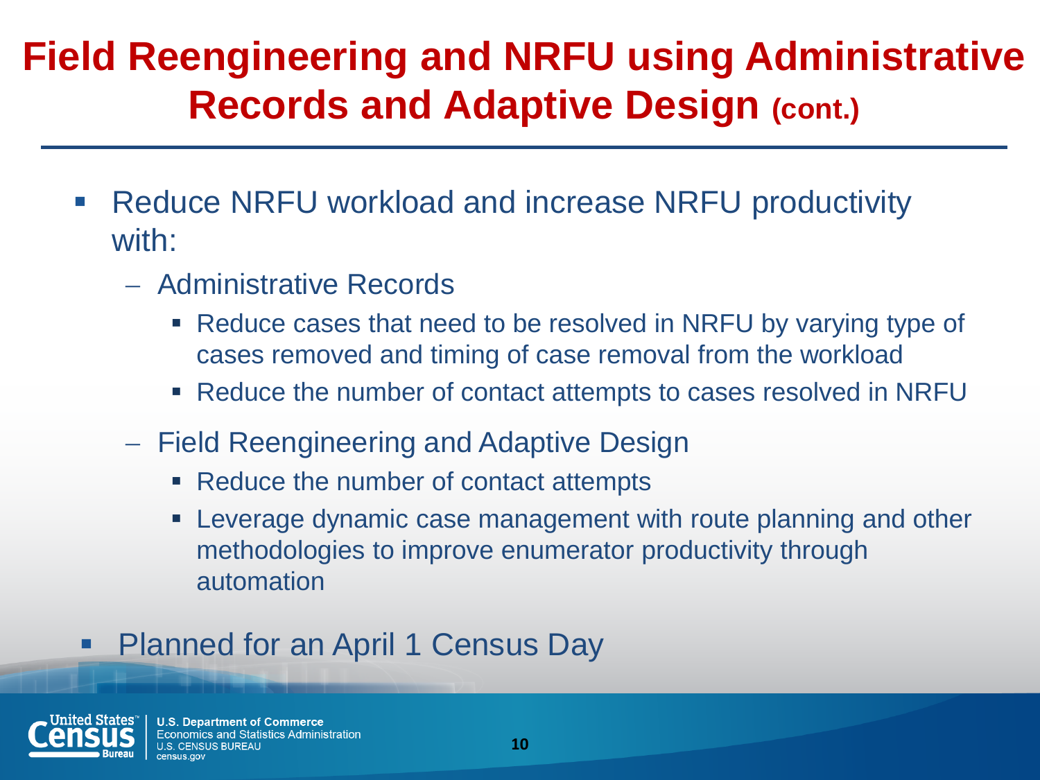# Field Reengineering and NRFU using Administrative Records and Adaptive Design (cont.)

- Reduce NRFU workload and increase NRFU productivity with:
  - Administrative Records
    - Reduce cases that need to be resolved in NRFU by varying type of cases removed and timing of case removal from the workload
    - Reduce the number of contact attempts to cases resolved in NRFU
  - Field Reengineering and Adaptive Design
    - Reduce the number of contact attempts
    - Leverage dynamic case management with route planning and other methodologies to improve enumerator productivity through automation
- Planned for an April 1 Census Day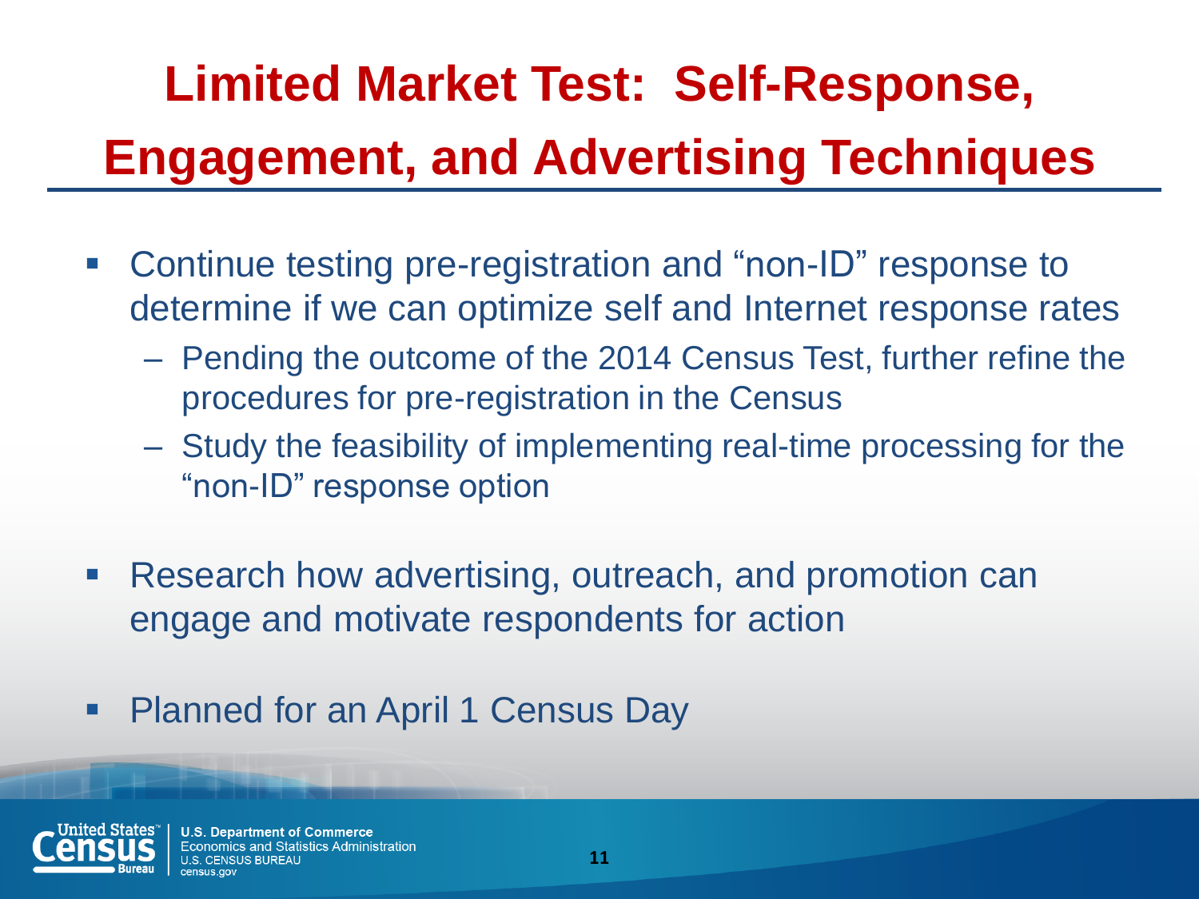# Limited Market Test: Self-Response, Engagement, and Advertising Techniques

- Continue testing pre-registration and "non-ID" response to determine if we can optimize self and Internet response rates
  - Pending the outcome of the 2014 Census Test, further refine the procedures for pre-registration in the Census
  - Study the feasibility of implementing real-time processing for the "non-ID" response option
- Research how advertising, outreach, and promotion can engage and motivate respondents for action
- Planned for an April 1 Census Day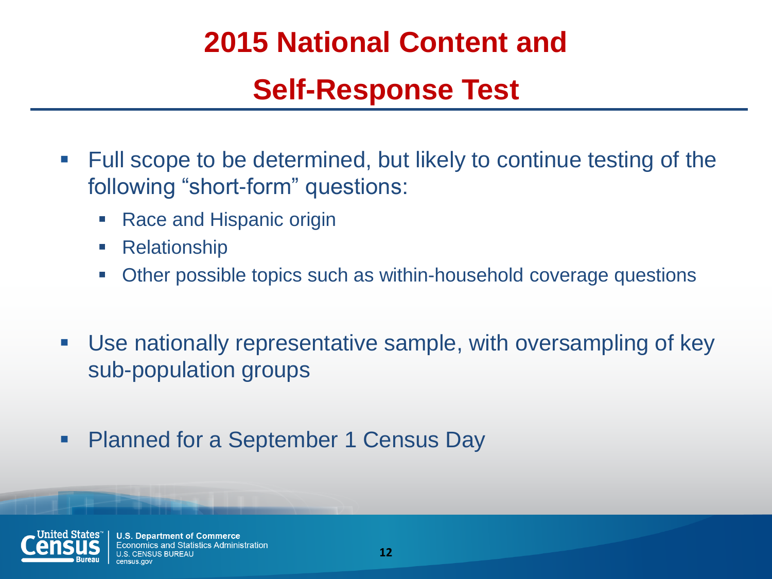# 2015 National Content and Self-Response Test

- Full scope to be determined, but likely to continue testing of the following "short-form" questions:
  - Race and Hispanic origin
  - Relationship
  - Other possible topics such as within-household coverage questions

- Use nationally representative sample, with oversampling of key sub-population groups

- Planned for a September 1 Census Day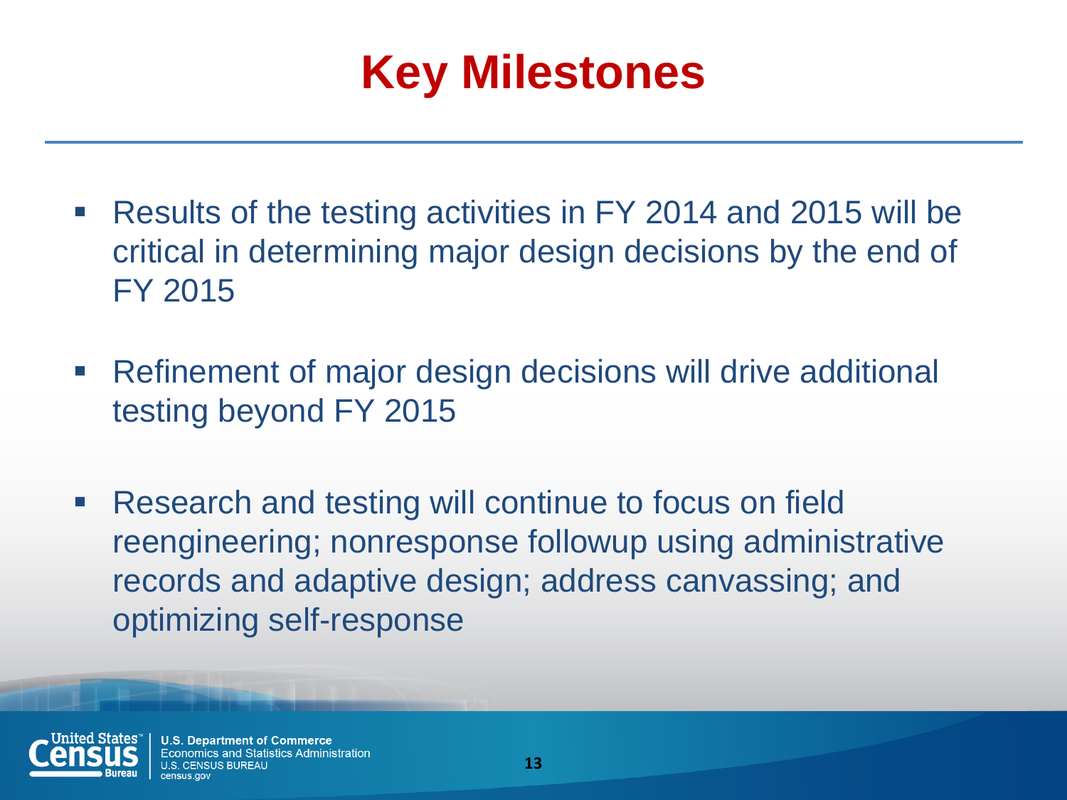# Key Milestones

- Results of the testing activities in FY 2014 and 2015 will be critical in determining major design decisions by the end of FY 2015
- Refinement of major design decisions will drive additional testing beyond FY 2015
- Research and testing will continue to focus on field reengineering; nonresponse followup using administrative records and adaptive design; address canvassing; and optimizing self-response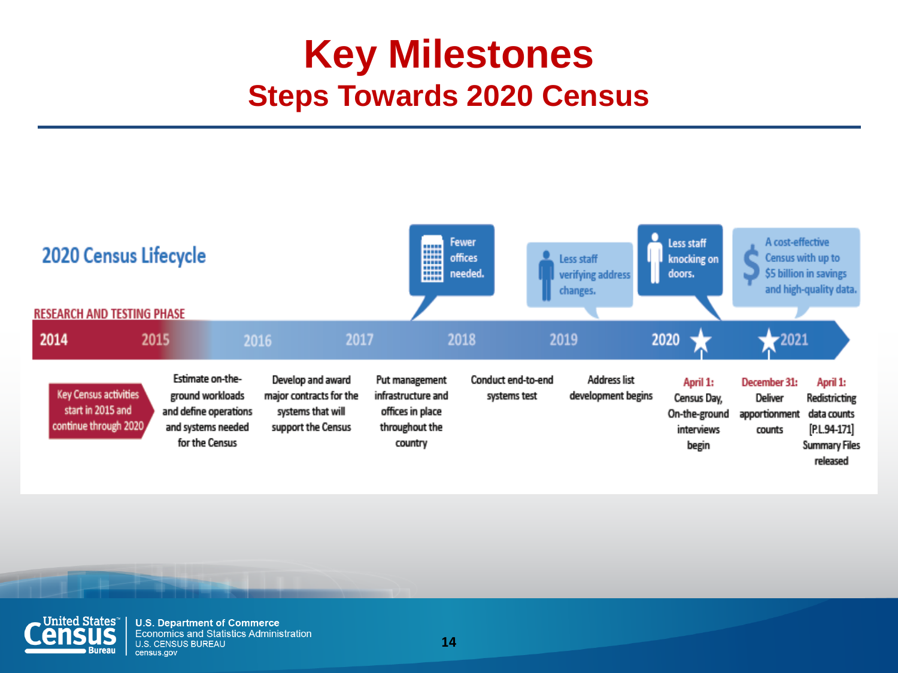# Key Milestones

## Steps Towards 2020 Census

2020 Census Lifecycle

RESEARCH AND TESTING PHASE

2014 2015 2016 2017 2018 2019 2020 2021

Fewer offices needed.

Less staff verifying address changes.

Less staff knocking on doors.

A cost-effective Census with up to $5 billion in savings and high-quality data.

Key Census activities start in 2015 and continue through 2020

Estimate on-the-ground workloads and define operations and systems needed for the Census

Develop and award major contracts for the systems that will support the Census

Put management infrastructure and offices in place throughout the country

Conduct end-to-end systems test

Address list development begins

**April 1:** Census Day, On-the-ground interviews begin

**December 31:** Deliver apportionment counts

**April 1:** Redistricting data counts [P.L.94-171] Summary Files released